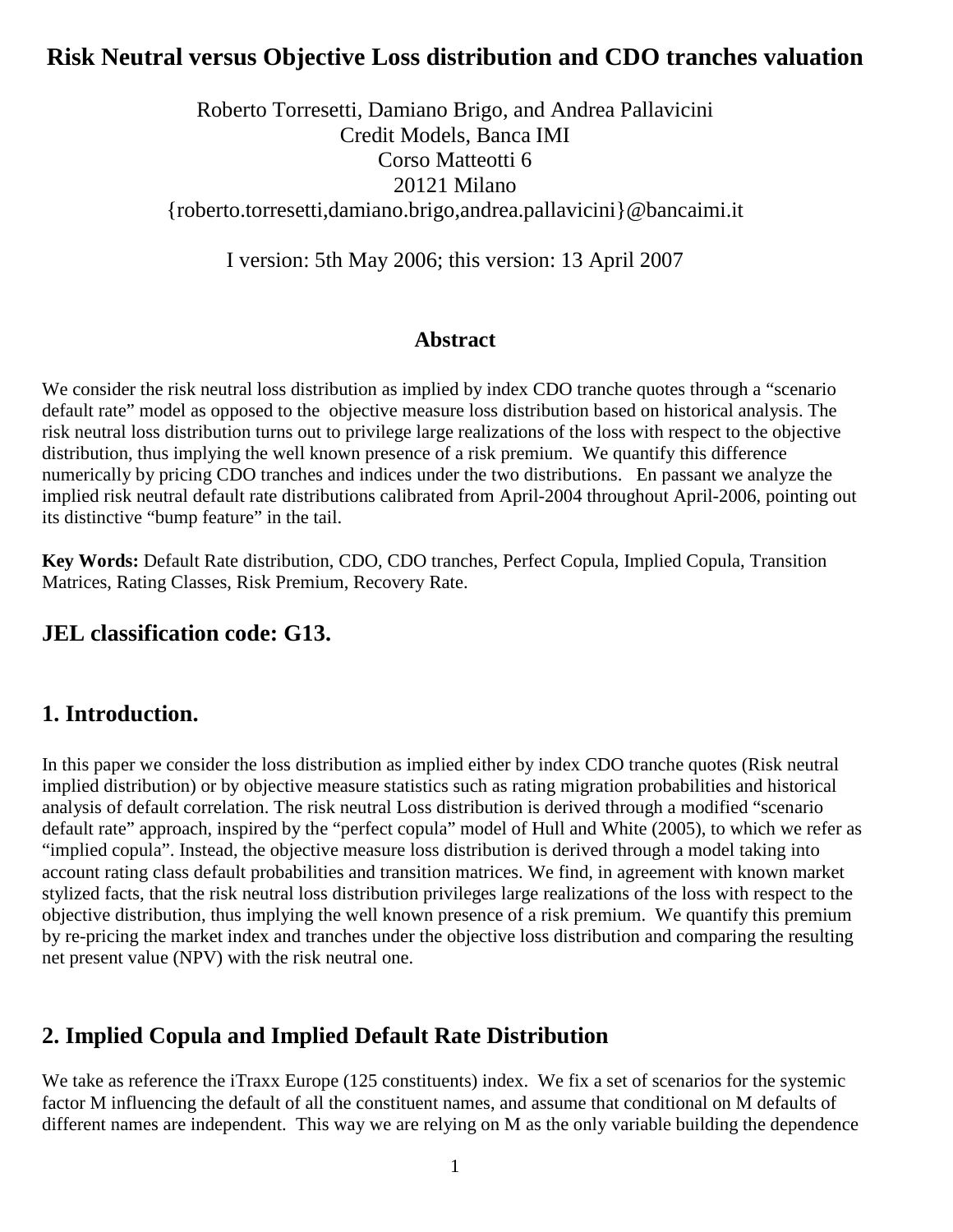# Risk Neutral versus Objective Loss distribution and CDO tranches valuation

Roberto Torresetti, Damiano Brigo, and Andrea Pallavicini
Credit Models, Banca IMI
Corso Matteotti 6
20121 Milano
{roberto.torresetti,damiano.brigo,andrea.pallavicini}@bancaimi.it

I version: 5th May 2006; this version: 13 April 2007

## Abstract

We consider the risk neutral loss distribution as implied by index CDO tranche quotes through a "scenario default rate" model as opposed to the objective measure loss distribution based on historical analysis. The risk neutral loss distribution turns out to privilege large realizations of the loss with respect to the objective distribution, thus implying the well known presence of a risk premium. We quantify this difference numerically by pricing CDO tranches and indices under the two distributions. En passant we analyze the implied risk neutral default rate distributions calibrated from April-2004 throughout April-2006, pointing out its distinctive "bump feature" in the tail.

**Key Words:** Default Rate distribution, CDO, CDO tranches, Perfect Copula, Implied Copula, Transition Matrices, Rating Classes, Risk Premium, Recovery Rate.

## JEL classification code: G13.

## 1. Introduction.

In this paper we consider the loss distribution as implied either by index CDO tranche quotes (Risk neutral implied distribution) or by objective measure statistics such as rating migration probabilities and historical analysis of default correlation. The risk neutral Loss distribution is derived through a modified "scenario default rate" approach, inspired by the "perfect copula" model of Hull and White (2005), to which we refer as "implied copula". Instead, the objective measure loss distribution is derived through a model taking into account rating class default probabilities and transition matrices. We find, in agreement with known market stylized facts, that the risk neutral loss distribution privileges large realizations of the loss with respect to the objective distribution, thus implying the well known presence of a risk premium. We quantify this premium by re-pricing the market index and tranches under the objective loss distribution and comparing the resulting net present value (NPV) with the risk neutral one.

## 2. Implied Copula and Implied Default Rate Distribution

We take as reference the iTraxx Europe (125 constituents) index. We fix a set of scenarios for the systemic factor M influencing the default of all the constituent names, and assume that conditional on M defaults of different names are independent. This way we are relying on M as the only variable building the dependence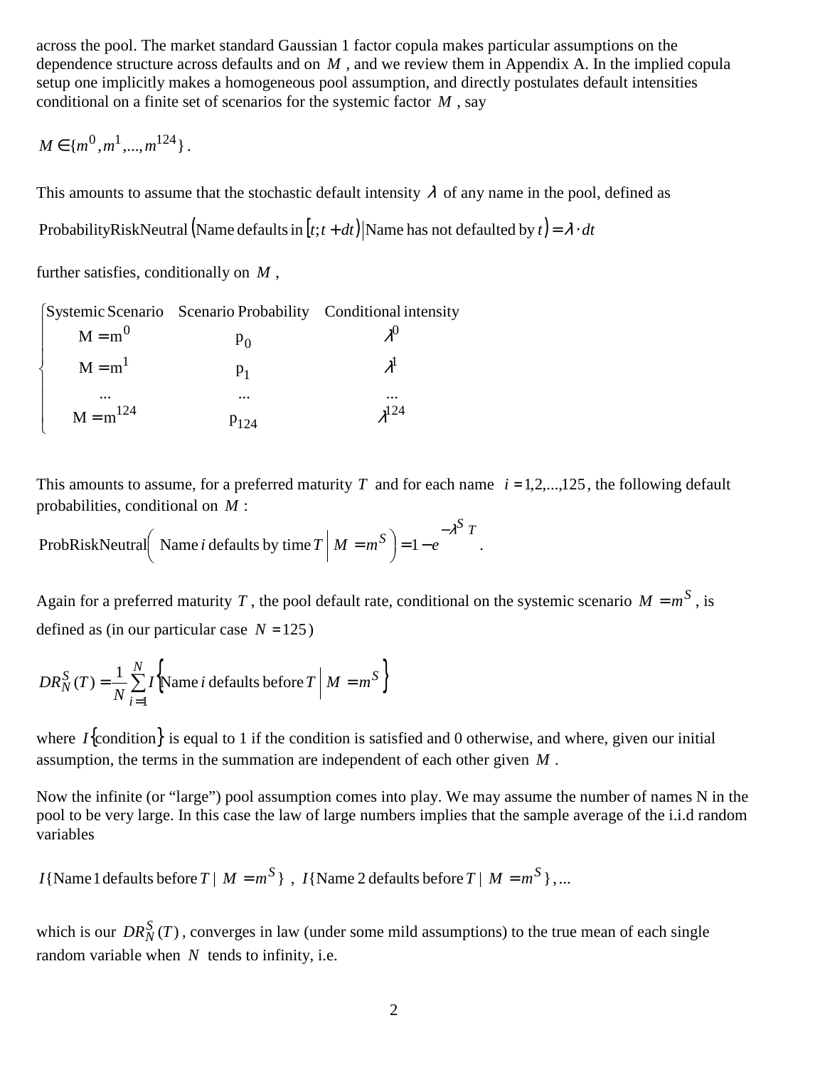across the pool. The market standard Gaussian 1 factor copula makes particular assumptions on the dependence structure across defaults and on $M$, and we review them in Appendix A. In the implied copula setup one implicitly makes a homogeneous pool assumption, and directly postulates default intensities conditional on a finite set of scenarios for the systemic factor $M$, say

$$M \in \{m^0, m^1, ..., m^{124}\}.$$

This amounts to assume that the stochastic default intensity $\lambda$ of any name in the pool, defined as

$$\text{ProbabilityRiskNeutral}\left(\text{Name defaults in } [t; t+dt) \,\middle|\, \text{Name has not defaulted by } t\right) = \lambda \cdot dt$$

further satisfies, conditionally on $M$,

$$\left\{\begin{array}{ccc}
\text{Systemic Scenario} & \text{Scenario Probability} & \text{Conditional intensity} \\
\text{M} = \text{m}^0 & \text{p}_0 & \lambda^0 \\
\text{M} = \text{m}^1 & \text{p}_1 & \lambda^1 \\
... & ... & ... \\
\text{M} = \text{m}^{124} & \text{p}_{124} & \lambda^{124}
\end{array}\right.$$

This amounts to assume, for a preferred maturity $T$ and for each name $i = 1,2,...,125$, the following default probabilities, conditional on $M$:

$$\text{ProbRiskNeutral}\left(\text{ Name } i \text{ defaults by time } T \,\middle|\, M = m^S\right) = 1 - e^{-\lambda^S T}.$$

Again for a preferred maturity $T$, the pool default rate, conditional on the systemic scenario $M = m^S$, is defined as (in our particular case $N = 125$)

$$DR_N^S(T) = \frac{1}{N}\sum_{i=1}^{N} I\left\{\text{Name } i \text{ defaults before } T \,\middle|\, M = m^S\right\}$$

where $I\{\text{condition}\}$ is equal to 1 if the condition is satisfied and 0 otherwise, and where, given our initial assumption, the terms in the summation are independent of each other given $M$.

Now the infinite (or "large") pool assumption comes into play. We may assume the number of names N in the pool to be very large. In this case the law of large numbers implies that the sample average of the i.i.d random variables

$$I\{\text{Name 1 defaults before } T \mid M = m^S\},\ I\{\text{Name 2 defaults before } T \mid M = m^S\}, ...$$

which is our $DR_N^S(T)$, converges in law (under some mild assumptions) to the true mean of each single random variable when $N$ tends to infinity, i.e.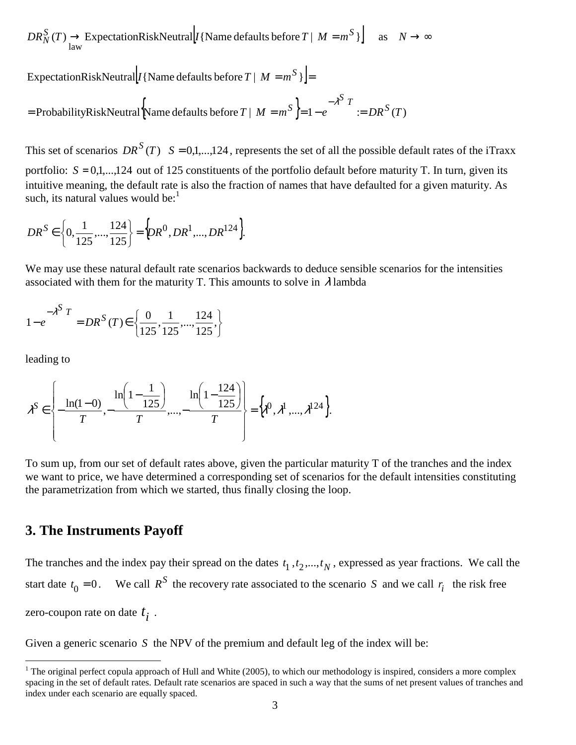$$DR_N^S(T) \underset{\text{law}}{\rightarrow} \text{ExpectationRiskNeutral}\left[ I\{\text{Name defaults before } T \mid M = m^S\} \right] \quad \text{as} \quad N \rightarrow \infty$$

$$\text{ExpectationRiskNeutral}\left[ I\{\text{Name defaults before } T \mid M = m^S\} \right] =$$

$$= \text{ProbabilityRiskNeutral}\left\{ \text{Name defaults before } T \mid M = m^S \right\} = 1 - e^{-\lambda^S T} := DR^S(T)$$

This set of scenarios $DR^S(T) \quad S = 0,1,...,124$, represents the set of all the possible default rates of the iTraxx portfolio: $S = 0,1,...,124$ out of 125 constituents of the portfolio default before maturity T. In turn, given its intuitive meaning, the default rate is also the fraction of names that have defaulted for a given maturity. As such, its natural values would be:[1]

$$DR^S \in \left\{ 0, \frac{1}{125}, ..., \frac{124}{125} \right\} = \left\{ DR^0, DR^1, ..., DR^{124} \right\}.$$

We may use these natural default rate scenarios backwards to deduce sensible scenarios for the intensities associated with them for the maturity T. This amounts to solve in $\lambda$ lambda

$$1 - e^{-\lambda^S T} = DR^S(T) \in \left\{ \frac{0}{125}, \frac{1}{125}, ..., \frac{124}{125}, \right\}$$

leading to

$$\lambda^S \in \left\{ -\frac{\ln(1-0)}{T}, -\frac{\ln\left(1 - \frac{1}{125}\right)}{T}, ..., -\frac{\ln\left(1 - \frac{124}{125}\right)}{T} \right\} = \left\{ \lambda^0, \lambda^1, ..., \lambda^{124} \right\}.$$

To sum up, from our set of default rates above, given the particular maturity T of the tranches and the index we want to price, we have determined a corresponding set of scenarios for the default intensities constituting the parametrization from which we started, thus finally closing the loop.

## 3. The Instruments Payoff

The tranches and the index pay their spread on the dates $t_1, t_2, ..., t_N$, expressed as year fractions. We call the start date $t_0 = 0$. We call $R^S$ the recovery rate associated to the scenario $S$ and we call $r_i$ the risk free zero-coupon rate on date $t_i$.

Given a generic scenario $S$ the NPV of the premium and default leg of the index will be:

[1] The original perfect copula approach of Hull and White (2005), to which our methodology is inspired, considers a more complex spacing in the set of default rates. Default rate scenarios are spaced in such a way that the sums of net present values of tranches and index under each scenario are equally spaced.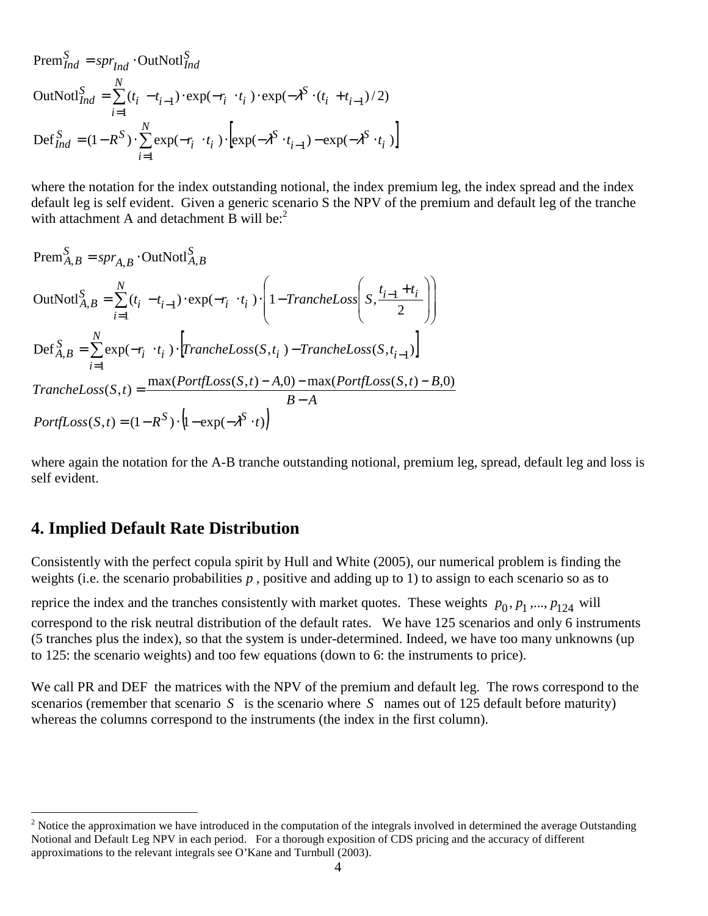$$
\text{Prem}_{Ind}^{S} = spr_{Ind} \cdot \text{OutNotl}_{Ind}^{S}
$$

$$
\text{OutNotl}_{Ind}^{S} = \sum_{i=1}^{N} (t_i - t_{i-1}) \cdot \exp(-r_i \cdot t_i) \cdot \exp(-\lambda^S \cdot (t_i + t_{i-1})/2)
$$

$$
\text{Def}_{Ind}^{S} = (1 - R^S) \cdot \sum_{i=1}^{N} \exp(-r_i \cdot t_i) \cdot \left[ \exp(-\lambda^S \cdot t_{i-1}) - \exp(-\lambda^S \cdot t_i) \right]
$$

where the notation for the index outstanding notional, the index premium leg, the index spread and the index default leg is self evident. Given a generic scenario S the NPV of the premium and default leg of the tranche with attachment A and detachment B will be:[2]

$$
\text{Prem}_{A,B}^{S} = spr_{A,B} \cdot \text{OutNotl}_{A,B}^{S}
$$

$$
\text{OutNotl}_{A,B}^{S} = \sum_{i=1}^{N} (t_i - t_{i-1}) \cdot \exp(-r_i \cdot t_i) \cdot \left( 1 - TrancheLoss\left( S, \frac{t_{i-1} + t_i}{2} \right) \right)
$$

$$
\text{Def}_{A,B}^{S} = \sum_{i=1}^{N} \exp(-r_i \cdot t_i) \cdot \left[ TrancheLoss(S, t_i) - TrancheLoss(S, t_{i-1}) \right]
$$

$$
TrancheLoss(S,t) = \frac{\max(PortfLoss(S,t) - A, 0) - \max(PortfLoss(S,t) - B, 0)}{B - A}
$$

$$
PortfLoss(S,t) = (1 - R^S) \cdot \left( 1 - \exp(-\lambda^S \cdot t) \right)
$$

where again the notation for the A-B tranche outstanding notional, premium leg, spread, default leg and loss is self evident.

## 4. Implied Default Rate Distribution

Consistently with the perfect copula spirit by Hull and White (2005), our numerical problem is finding the weights (i.e. the scenario probabilities $p$, positive and adding up to 1) to assign to each scenario so as to reprice the index and the tranches consistently with market quotes. These weights $p_0, p_1, ..., p_{124}$ will correspond to the risk neutral distribution of the default rates. We have 125 scenarios and only 6 instruments (5 tranches plus the index), so that the system is under-determined. Indeed, we have too many unknowns (up to 125: the scenario weights) and too few equations (down to 6: the instruments to price).

We call PR and DEF the matrices with the NPV of the premium and default leg. The rows correspond to the scenarios (remember that scenario $S$ is the scenario where $S$ names out of 125 default before maturity) whereas the columns correspond to the instruments (the index in the first column).

[2] Notice the approximation we have introduced in the computation of the integrals involved in determined the average Outstanding Notional and Default Leg NPV in each period. For a thorough exposition of CDS pricing and the accuracy of different approximations to the relevant integrals see O'Kane and Turnbull (2003).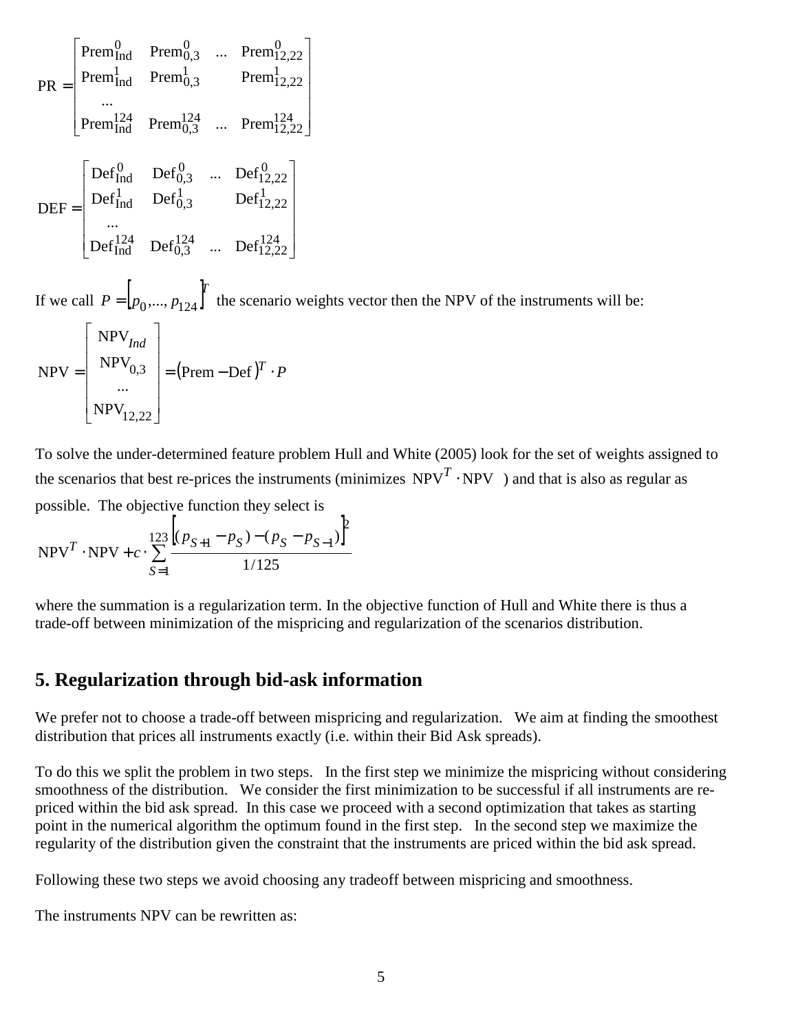$$
\text{PR} = \begin{bmatrix} \text{Prem}^0_{\text{Ind}} & \text{Prem}^0_{0,3} & \ldots & \text{Prem}^0_{12,22} \\ \text{Prem}^1_{\text{Ind}} & \text{Prem}^1_{0,3} & & \text{Prem}^1_{12,22} \\ \ldots & & & \\ \text{Prem}^{124}_{\text{Ind}} & \text{Prem}^{124}_{0,3} & \ldots & \text{Prem}^{124}_{12,22} \end{bmatrix}
$$

$$
\text{DEF} = \begin{bmatrix} \text{Def}^0_{\text{Ind}} & \text{Def}^0_{0,3} & \ldots & \text{Def}^0_{12,22} \\ \text{Def}^1_{\text{Ind}} & \text{Def}^1_{0,3} & & \text{Def}^1_{12,22} \\ \ldots & & & \\ \text{Def}^{124}_{\text{Ind}} & \text{Def}^{124}_{0,3} & \ldots & \text{Def}^{124}_{12,22} \end{bmatrix}
$$

If we call $P = \left[p_0, \ldots, p_{124}\right]^T$ the scenario weights vector then the NPV of the instruments will be:

$$
\text{NPV} = \begin{bmatrix} \text{NPV}_{Ind} \\ \text{NPV}_{0,3} \\ \ldots \\ \text{NPV}_{12,22} \end{bmatrix} = \left(\text{Prem} - \text{Def}\right)^T \cdot P
$$

To solve the under-determined feature problem Hull and White (2005) look for the set of weights assigned to the scenarios that best re-prices the instruments (minimizes $\text{NPV}^T \cdot \text{NPV}$ ) and that is also as regular as possible. The objective function they select is

$$
\text{NPV}^T \cdot \text{NPV} + c \cdot \sum_{S=1}^{123} \frac{\left[(p_{S+1} - p_S) - (p_S - p_{S-1})\right]^2}{1/125}
$$

where the summation is a regularization term. In the objective function of Hull and White there is thus a trade-off between minimization of the mispricing and regularization of the scenarios distribution.

## 5. Regularization through bid-ask information

We prefer not to choose a trade-off between mispricing and regularization. We aim at finding the smoothest distribution that prices all instruments exactly (i.e. within their Bid Ask spreads).

To do this we split the problem in two steps. In the first step we minimize the mispricing without considering smoothness of the distribution. We consider the first minimization to be successful if all instruments are re-priced within the bid ask spread. In this case we proceed with a second optimization that takes as starting point in the numerical algorithm the optimum found in the first step. In the second step we maximize the regularity of the distribution given the constraint that the instruments are priced within the bid ask spread.

Following these two steps we avoid choosing any tradeoff between mispricing and smoothness.

The instruments NPV can be rewritten as: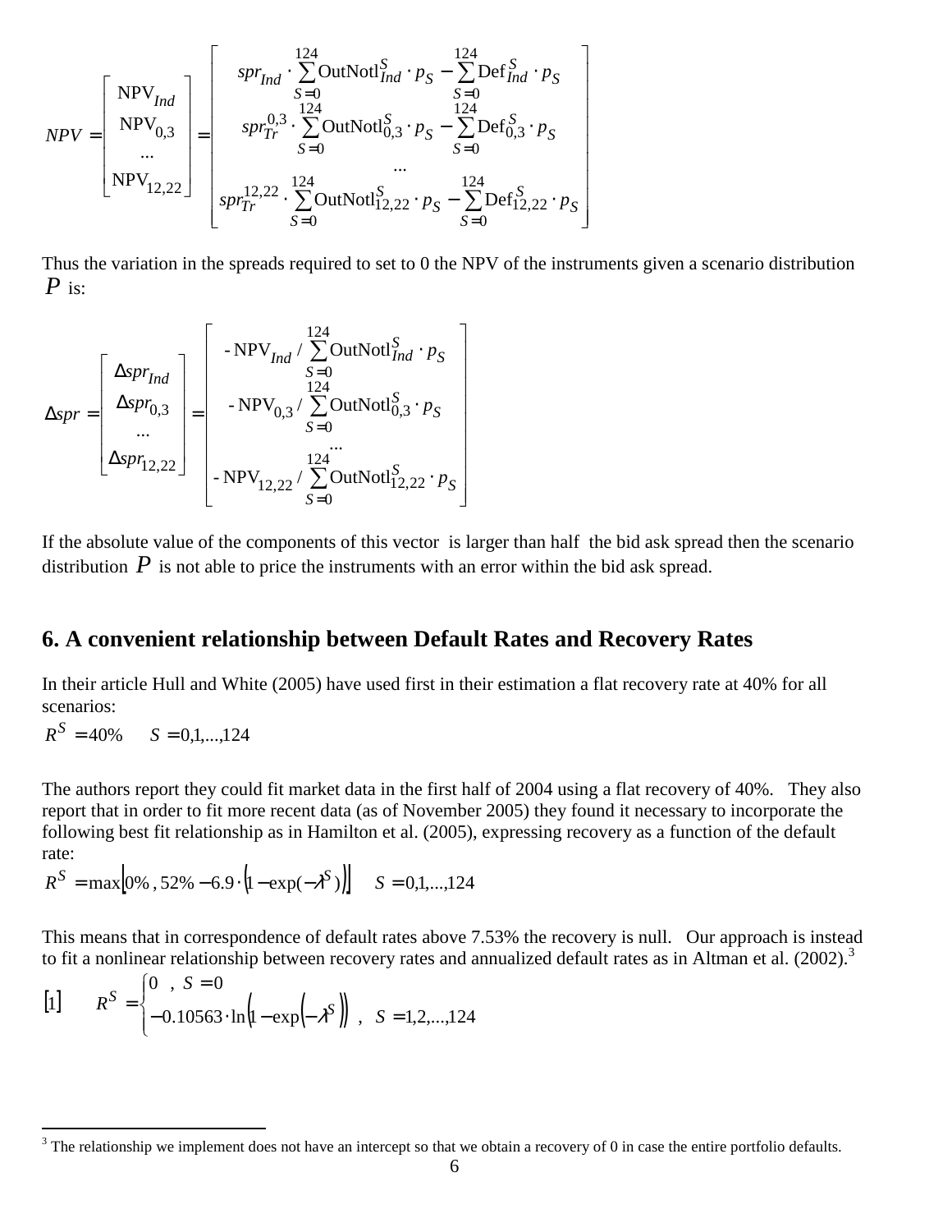$$NPV = \begin{bmatrix} \text{NPV}_{Ind} \\ \text{NPV}_{0,3} \\ \ldots \\ \text{NPV}_{12,22} \end{bmatrix} = \begin{bmatrix} spr_{Ind} \cdot \sum_{S=0}^{124} \text{OutNotl}_{Ind}^{S} \cdot p_S - \sum_{S=0}^{124} \text{Def}_{Ind}^{S} \cdot p_S \\ spr_{Tr}^{0,3} \cdot \sum_{S=0}^{124} \text{OutNotl}_{0,3}^{S} \cdot p_S - \sum_{S=0}^{124} \text{Def}_{0,3}^{S} \cdot p_S \\ \ldots \\ spr_{Tr}^{12,22} \cdot \sum_{S=0}^{124} \text{OutNotl}_{12,22}^{S} \cdot p_S - \sum_{S=0}^{124} \text{Def}_{12,22}^{S} \cdot p_S \end{bmatrix}$$

Thus the variation in the spreads required to set to 0 the NPV of the instruments given a scenario distribution $P$ is:

$$\Delta spr = \begin{bmatrix} \Delta spr_{Ind} \\ \Delta spr_{0,3} \\ \ldots \\ \Delta spr_{12,22} \end{bmatrix} = \begin{bmatrix} -\text{NPV}_{Ind} / \sum_{S=0}^{124} \text{OutNotl}_{Ind}^{S} \cdot p_S \\ -\text{NPV}_{0,3} / \sum_{S=0}^{124} \text{OutNotl}_{0,3}^{S} \cdot p_S \\ \ldots \\ -\text{NPV}_{12,22} / \sum_{S=0}^{124} \text{OutNotl}_{12,22}^{S} \cdot p_S \end{bmatrix}$$

If the absolute value of the components of this vector is larger than half the bid ask spread then the scenario distribution $P$ is not able to price the instruments with an error within the bid ask spread.

## 6. A convenient relationship between Default Rates and Recovery Rates

In their article Hull and White (2005) have used first in their estimation a flat recovery rate at 40% for all scenarios:

$$R^S = 40\% \qquad S = 0,1,\ldots,124$$

The authors report they could fit market data in the first half of 2004 using a flat recovery of 40%. They also report that in order to fit more recent data (as of November 2005) they found it necessary to incorporate the following best fit relationship as in Hamilton et al. (2005), expressing recovery as a function of the default rate:

$$R^S = \max\left[0\%\, , 52\% - 6.9 \cdot \left(1 - \exp(-\lambda^S)\right)\right] \qquad S = 0,1,\ldots,124$$

This means that in correspondence of default rates above 7.53% the recovery is null. Our approach is instead to fit a nonlinear relationship between recovery rates and annualized default rates as in Altman et al. (2002).[3]

$$[1] \qquad R^S = \begin{cases} 0 \;\; , \; S = 0 \\ -0.10563 \cdot \ln\left(1 - \exp\left(-\lambda^S\right)\right) \;\; , \;\; S = 1,2,\ldots,124 \end{cases}$$

[3] The relationship we implement does not have an intercept so that we obtain a recovery of 0 in case the entire portfolio defaults.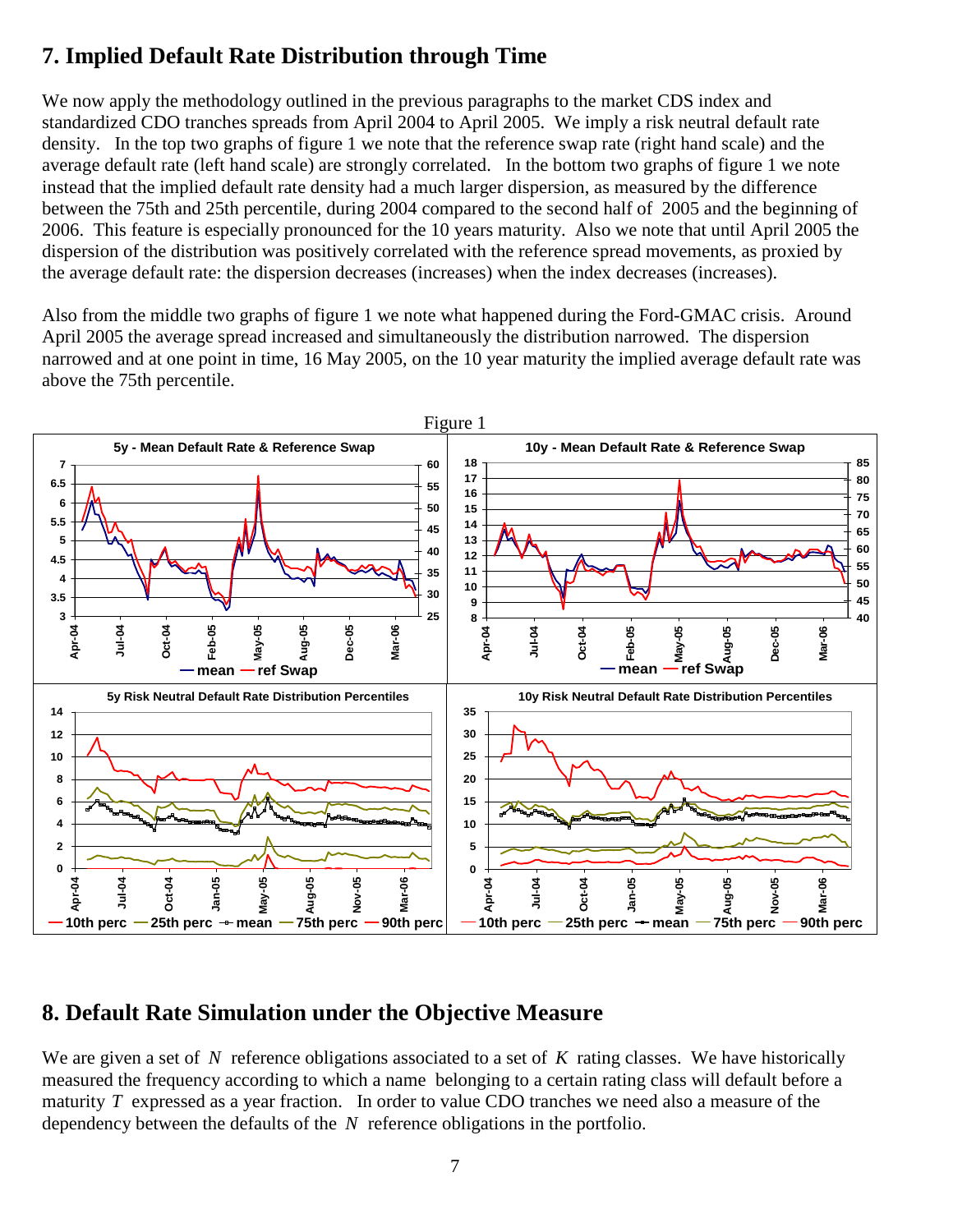## 7. Implied Default Rate Distribution through Time

We now apply the methodology outlined in the previous paragraphs to the market CDS index and standardized CDO tranches spreads from April 2004 to April 2005. We imply a risk neutral default rate density. In the top two graphs of figure 1 we note that the reference swap rate (right hand scale) and the average default rate (left hand scale) are strongly correlated. In the bottom two graphs of figure 1 we note instead that the implied default rate density had a much larger dispersion, as measured by the difference between the 75th and 25th percentile, during 2004 compared to the second half of 2005 and the beginning of 2006. This feature is especially pronounced for the 10 years maturity. Also we note that until April 2005 the dispersion of the distribution was positively correlated with the reference spread movements, as proxied by the average default rate: the dispersion decreases (increases) when the index decreases (increases).

Also from the middle two graphs of figure 1 we note what happened during the Ford-GMAC crisis. Around April 2005 the average spread increased and simultaneously the distribution narrowed. The dispersion narrowed and at one point in time, 16 May 2005, on the 10 year maturity the implied average default rate was above the 75th percentile.

Figure 1

## 8. Default Rate Simulation under the Objective Measure

We are given a set of $N$ reference obligations associated to a set of $K$ rating classes. We have historically measured the frequency according to which a name belonging to a certain rating class will default before a maturity $T$ expressed as a year fraction. In order to value CDO tranches we need also a measure of the dependency between the defaults of the $N$ reference obligations in the portfolio.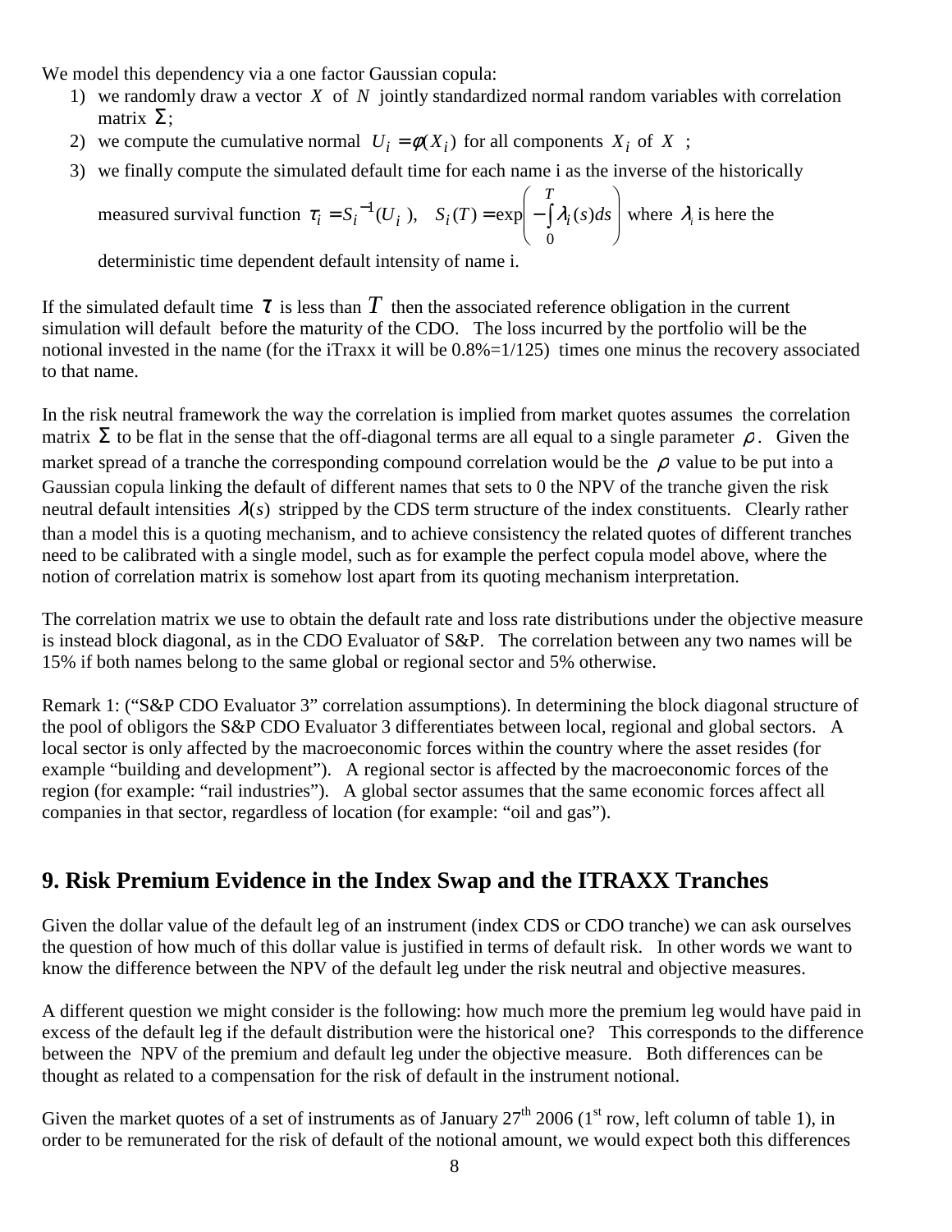We model this dependency via a one factor Gaussian copula:

1) we randomly draw a vector $X$ of $N$ jointly standardized normal random variables with correlation matrix $\Sigma$;
2) we compute the cumulative normal $U_i = \phi(X_i)$ for all components $X_i$ of $X$ ;
3) we finally compute the simulated default time for each name i as the inverse of the historically measured survival function $\tau_i = S_i^{-1}(U_i\,),\quad S_i(T) = \exp\left(-\int_0^T \lambda_i(s)ds\right)$ where $\lambda_i$ is here the deterministic time dependent default intensity of name i.

If the simulated default time $\tau$ is less than $T$ then the associated reference obligation in the current simulation will default before the maturity of the CDO. The loss incurred by the portfolio will be the notional invested in the name (for the iTraxx it will be 0.8%=1/125) times one minus the recovery associated to that name.

In the risk neutral framework the way the correlation is implied from market quotes assumes the correlation matrix $\Sigma$ to be flat in the sense that the off-diagonal terms are all equal to a single parameter $\rho$. Given the market spread of a tranche the corresponding compound correlation would be the $\rho$ value to be put into a Gaussian copula linking the default of different names that sets to 0 the NPV of the tranche given the risk neutral default intensities $\lambda(s)$ stripped by the CDS term structure of the index constituents. Clearly rather than a model this is a quoting mechanism, and to achieve consistency the related quotes of different tranches need to be calibrated with a single model, such as for example the perfect copula model above, where the notion of correlation matrix is somehow lost apart from its quoting mechanism interpretation.

The correlation matrix we use to obtain the default rate and loss rate distributions under the objective measure is instead block diagonal, as in the CDO Evaluator of S&P. The correlation between any two names will be 15% if both names belong to the same global or regional sector and 5% otherwise.

Remark 1: ("S&P CDO Evaluator 3" correlation assumptions). In determining the block diagonal structure of the pool of obligors the S&P CDO Evaluator 3 differentiates between local, regional and global sectors. A local sector is only affected by the macroeconomic forces within the country where the asset resides (for example "building and development"). A regional sector is affected by the macroeconomic forces of the region (for example: "rail industries"). A global sector assumes that the same economic forces affect all companies in that sector, regardless of location (for example: "oil and gas").

## 9. Risk Premium Evidence in the Index Swap and the ITRAXX Tranches

Given the dollar value of the default leg of an instrument (index CDS or CDO tranche) we can ask ourselves the question of how much of this dollar value is justified in terms of default risk. In other words we want to know the difference between the NPV of the default leg under the risk neutral and objective measures.

A different question we might consider is the following: how much more the premium leg would have paid in excess of the default leg if the default distribution were the historical one? This corresponds to the difference between the NPV of the premium and default leg under the objective measure. Both differences can be thought as related to a compensation for the risk of default in the instrument notional.

Given the market quotes of a set of instruments as of January 27th 2006 (1st row, left column of table 1), in order to be remunerated for the risk of default of the notional amount, we would expect both this differences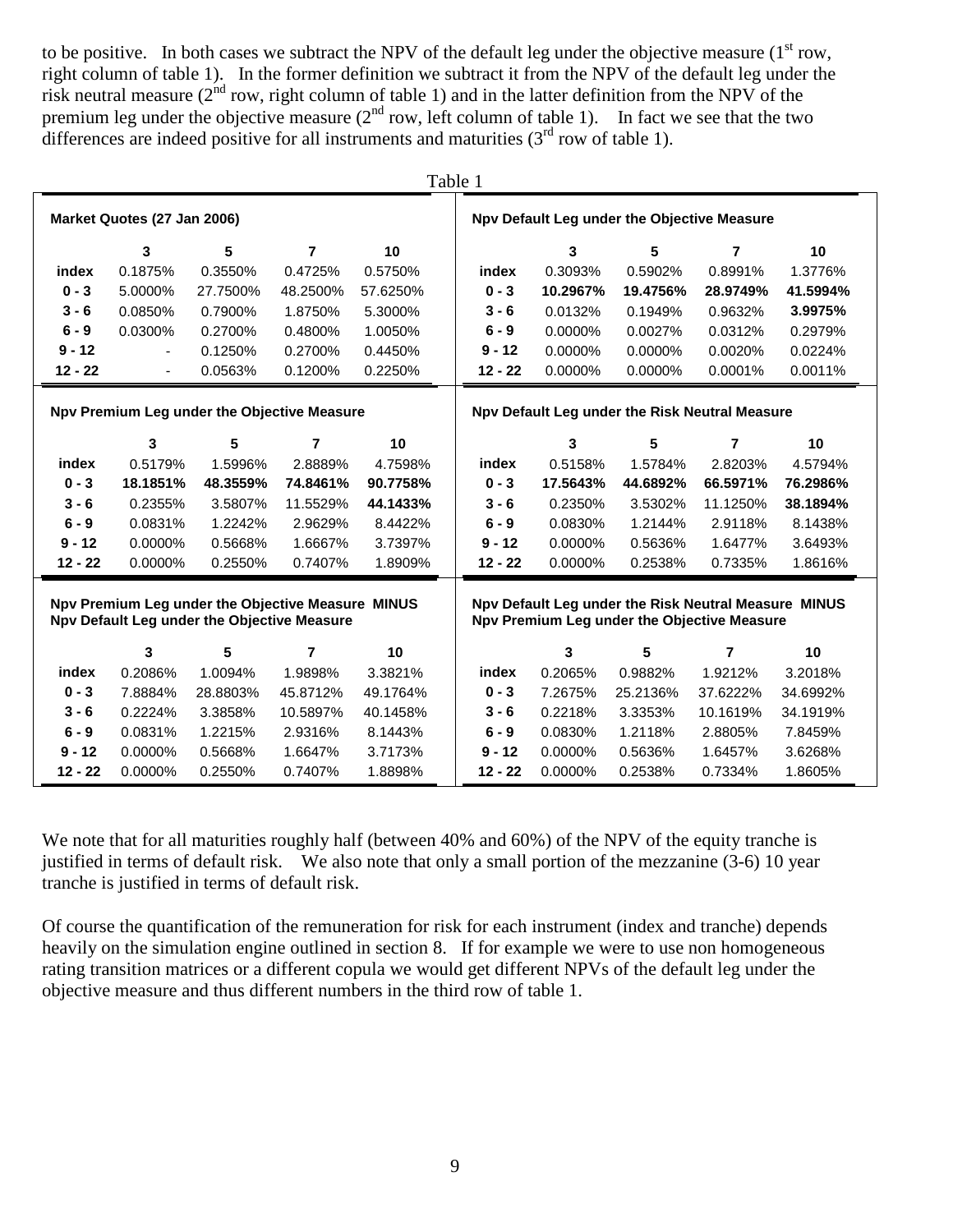to be positive. In both cases we subtract the NPV of the default leg under the objective measure (1st row, right column of table 1). In the former definition we subtract it from the NPV of the default leg under the risk neutral measure (2nd row, right column of table 1) and in the latter definition from the NPV of the premium leg under the objective measure (2nd row, left column of table 1). In fact we see that the two differences are indeed positive for all instruments and maturities (3rd row of table 1).

Table 1

**Market Quotes (27 Jan 2006)**

| | 3 | 5 | 7 | 10 |
|---|---|---|---|---|
| **index** | 0.1875% | 0.3550% | 0.4725% | 0.5750% |
| **0 - 3** | 5.0000% | 27.7500% | 48.2500% | 57.6250% |
| **3 - 6** | 0.0850% | 0.7900% | 1.8750% | 5.3000% |
| **6 - 9** | 0.0300% | 0.2700% | 0.4800% | 1.0050% |
| **9 - 12** | - | 0.1250% | 0.2700% | 0.4450% |
| **12 - 22** | - | 0.0563% | 0.1200% | 0.2250% |

**Npv Default Leg under the Objective Measure**

| | 3 | 5 | 7 | 10 |
|---|---|---|---|---|
| **index** | 0.3093% | 0.5902% | 0.8991% | 1.3776% |
| **0 - 3** | **10.2967%** | **19.4756%** | **28.9749%** | **41.5994%** |
| **3 - 6** | 0.0132% | 0.1949% | 0.9632% | **3.9975%** |
| **6 - 9** | 0.0000% | 0.0027% | 0.0312% | 0.2979% |
| **9 - 12** | 0.0000% | 0.0000% | 0.0020% | 0.0224% |
| **12 - 22** | 0.0000% | 0.0000% | 0.0001% | 0.0011% |

**Npv Premium Leg under the Objective Measure**

| | 3 | 5 | 7 | 10 |
|---|---|---|---|---|
| **index** | 0.5179% | 1.5996% | 2.8889% | 4.7598% |
| **0 - 3** | **18.1851%** | **48.3559%** | **74.8461%** | **90.7758%** |
| **3 - 6** | 0.2355% | 3.5807% | 11.5529% | **44.1433%** |
| **6 - 9** | 0.0831% | 1.2242% | 2.9629% | 8.4422% |
| **9 - 12** | 0.0000% | 0.5668% | 1.6667% | 3.7397% |
| **12 - 22** | 0.0000% | 0.2550% | 0.7407% | 1.8909% |

**Npv Default Leg under the Risk Neutral Measure**

| | 3 | 5 | 7 | 10 |
|---|---|---|---|---|
| **index** | 0.5158% | 1.5784% | 2.8203% | 4.5794% |
| **0 - 3** | **17.5643%** | **44.6892%** | **66.5971%** | **76.2986%** |
| **3 - 6** | 0.2350% | 3.5302% | 11.1250% | **38.1894%** |
| **6 - 9** | 0.0830% | 1.2144% | 2.9118% | 8.1438% |
| **9 - 12** | 0.0000% | 0.5636% | 1.6477% | 3.6493% |
| **12 - 22** | 0.0000% | 0.2538% | 0.7335% | 1.8616% |

**Npv Premium Leg under the Objective Measure MINUS Npv Default Leg under the Objective Measure**

| | 3 | 5 | 7 | 10 |
|---|---|---|---|---|
| **index** | 0.2086% | 1.0094% | 1.9898% | 3.3821% |
| **0 - 3** | 7.8884% | 28.8803% | 45.8712% | 49.1764% |
| **3 - 6** | 0.2224% | 3.3858% | 10.5897% | 40.1458% |
| **6 - 9** | 0.0831% | 1.2215% | 2.9316% | 8.1443% |
| **9 - 12** | 0.0000% | 0.5668% | 1.6647% | 3.7173% |
| **12 - 22** | 0.0000% | 0.2550% | 0.7407% | 1.8898% |

**Npv Default Leg under the Risk Neutral Measure MINUS Npv Premium Leg under the Objective Measure**

| | 3 | 5 | 7 | 10 |
|---|---|---|---|---|
| **index** | 0.2065% | 0.9882% | 1.9212% | 3.2018% |
| **0 - 3** | 7.2675% | 25.2136% | 37.6222% | 34.6992% |
| **3 - 6** | 0.2218% | 3.3353% | 10.1619% | 34.1919% |
| **6 - 9** | 0.0830% | 1.2118% | 2.8805% | 7.8459% |
| **9 - 12** | 0.0000% | 0.5636% | 1.6457% | 3.6268% |
| **12 - 22** | 0.0000% | 0.2538% | 0.7334% | 1.8605% |

We note that for all maturities roughly half (between 40% and 60%) of the NPV of the equity tranche is justified in terms of default risk. We also note that only a small portion of the mezzanine (3-6) 10 year tranche is justified in terms of default risk.

Of course the quantification of the remuneration for risk for each instrument (index and tranche) depends heavily on the simulation engine outlined in section 8. If for example we were to use non homogeneous rating transition matrices or a different copula we would get different NPVs of the default leg under the objective measure and thus different numbers in the third row of table 1.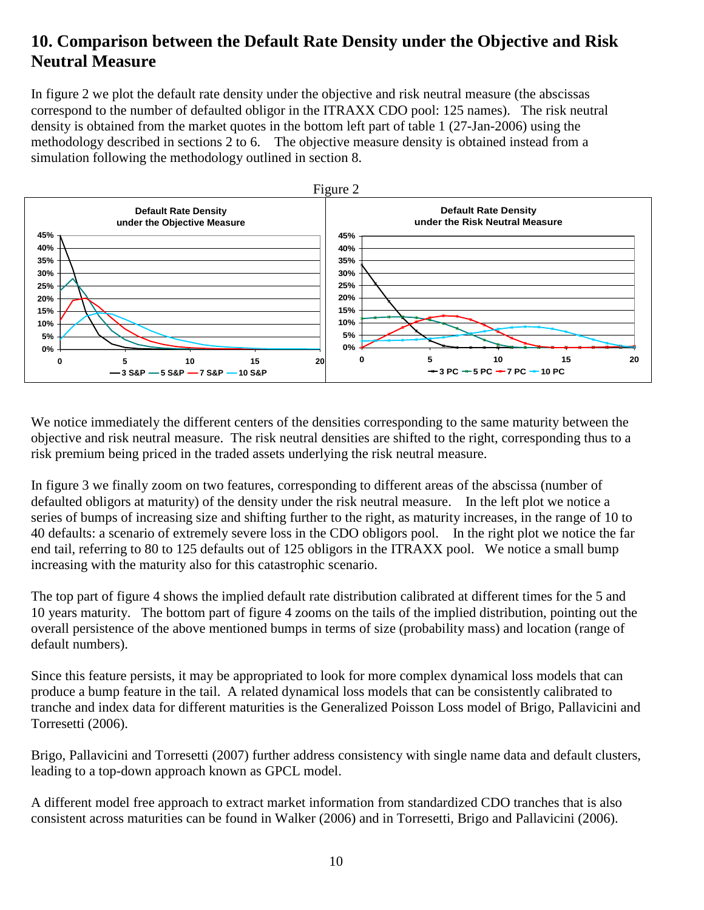## 10. Comparison between the Default Rate Density under the Objective and Risk Neutral Measure

In figure 2 we plot the default rate density under the objective and risk neutral measure (the abscissas correspond to the number of defaulted obligor in the ITRAXX CDO pool: 125 names). The risk neutral density is obtained from the market quotes in the bottom left part of table 1 (27-Jan-2006) using the methodology described in sections 2 to 6. The objective measure density is obtained instead from a simulation following the methodology outlined in section 8.

Figure 2

We notice immediately the different centers of the densities corresponding to the same maturity between the objective and risk neutral measure. The risk neutral densities are shifted to the right, corresponding thus to a risk premium being priced in the traded assets underlying the risk neutral measure.

In figure 3 we finally zoom on two features, corresponding to different areas of the abscissa (number of defaulted obligors at maturity) of the density under the risk neutral measure. In the left plot we notice a series of bumps of increasing size and shifting further to the right, as maturity increases, in the range of 10 to 40 defaults: a scenario of extremely severe loss in the CDO obligors pool. In the right plot we notice the far end tail, referring to 80 to 125 defaults out of 125 obligors in the ITRAXX pool. We notice a small bump increasing with the maturity also for this catastrophic scenario.

The top part of figure 4 shows the implied default rate distribution calibrated at different times for the 5 and 10 years maturity. The bottom part of figure 4 zooms on the tails of the implied distribution, pointing out the overall persistence of the above mentioned bumps in terms of size (probability mass) and location (range of default numbers).

Since this feature persists, it may be appropriated to look for more complex dynamical loss models that can produce a bump feature in the tail. A related dynamical loss models that can be consistently calibrated to tranche and index data for different maturities is the Generalized Poisson Loss model of Brigo, Pallavicini and Torresetti (2006).

Brigo, Pallavicini and Torresetti (2007) further address consistency with single name data and default clusters, leading to a top-down approach known as GPCL model.

A different model free approach to extract market information from standardized CDO tranches that is also consistent across maturities can be found in Walker (2006) and in Torresetti, Brigo and Pallavicini (2006).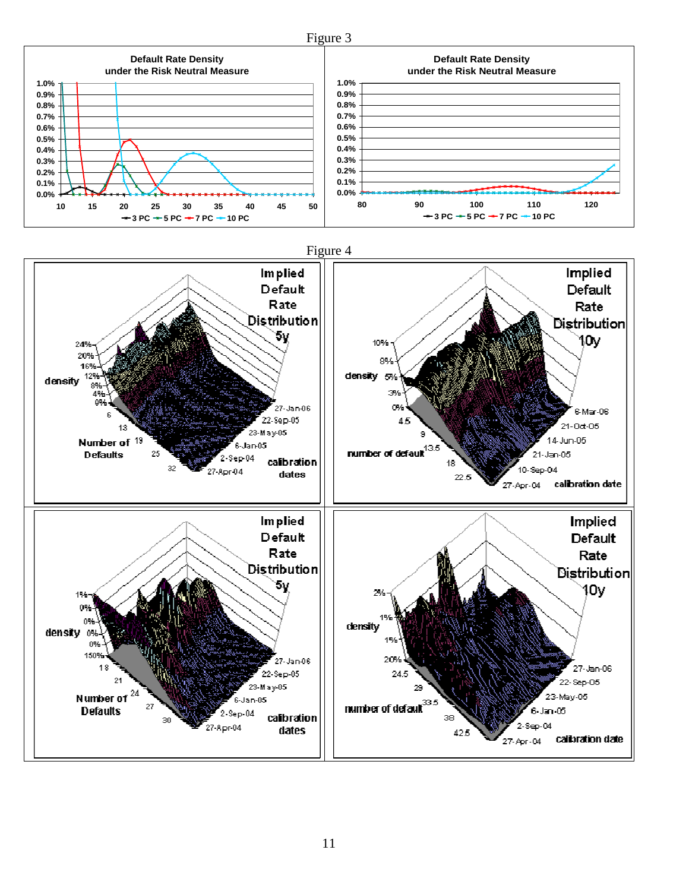Figure 3

Figure 4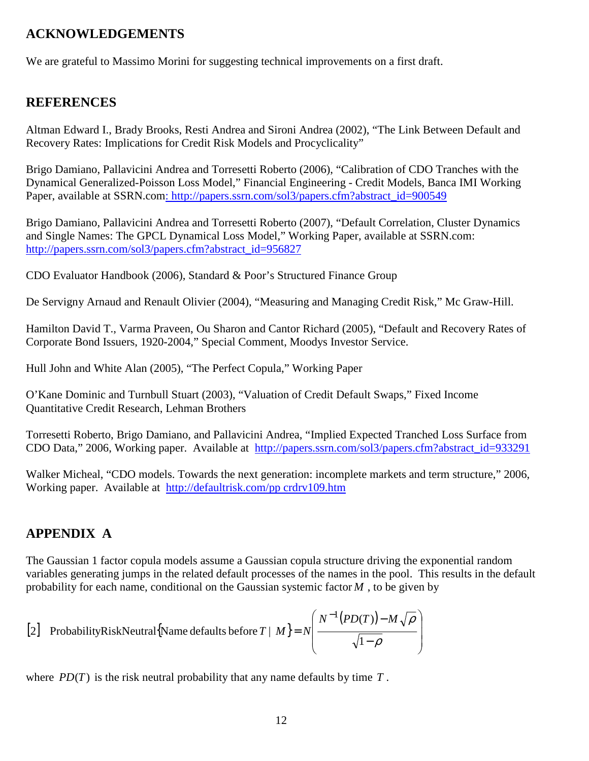## ACKNOWLEDGEMENTS

We are grateful to Massimo Morini for suggesting technical improvements on a first draft.

## REFERENCES

Altman Edward I., Brady Brooks, Resti Andrea and Sironi Andrea (2002), "The Link Between Default and Recovery Rates: Implications for Credit Risk Models and Procyclicality"

Brigo Damiano, Pallavicini Andrea and Torresetti Roberto (2006), "Calibration of CDO Tranches with the Dynamical Generalized-Poisson Loss Model," Financial Engineering - Credit Models, Banca IMI Working Paper, available at SSRN.com: http://papers.ssrn.com/sol3/papers.cfm?abstract_id=900549

Brigo Damiano, Pallavicini Andrea and Torresetti Roberto (2007), "Default Correlation, Cluster Dynamics and Single Names: The GPCL Dynamical Loss Model," Working Paper, available at SSRN.com: http://papers.ssrn.com/sol3/papers.cfm?abstract_id=956827

CDO Evaluator Handbook (2006), Standard & Poor's Structured Finance Group

De Servigny Arnaud and Renault Olivier (2004), "Measuring and Managing Credit Risk," Mc Graw-Hill.

Hamilton David T., Varma Praveen, Ou Sharon and Cantor Richard (2005), "Default and Recovery Rates of Corporate Bond Issuers, 1920-2004," Special Comment, Moodys Investor Service.

Hull John and White Alan (2005), "The Perfect Copula," Working Paper

O'Kane Dominic and Turnbull Stuart (2003), "Valuation of Credit Default Swaps," Fixed Income Quantitative Credit Research, Lehman Brothers

Torresetti Roberto, Brigo Damiano, and Pallavicini Andrea, "Implied Expected Tranched Loss Surface from CDO Data," 2006, Working paper. Available at http://papers.ssrn.com/sol3/papers.cfm?abstract_id=933291

Walker Micheal, "CDO models. Towards the next generation: incomplete markets and term structure," 2006, Working paper. Available at http://defaultrisk.com/pp crdrv109.htm

## APPENDIX A

The Gaussian 1 factor copula models assume a Gaussian copula structure driving the exponential random variables generating jumps in the related default processes of the names in the pool. This results in the default probability for each name, conditional on the Gaussian systemic factor $M$, to be given by

$$[2] \quad \text{ProbabilityRiskNeutral}\{\text{Name defaults before } T \mid M\} = N\left(\frac{N^{-1}(PD(T)) - M\sqrt{\rho}}{\sqrt{1-\rho}}\right)$$

where $PD(T)$ is the risk neutral probability that any name defaults by time $T$.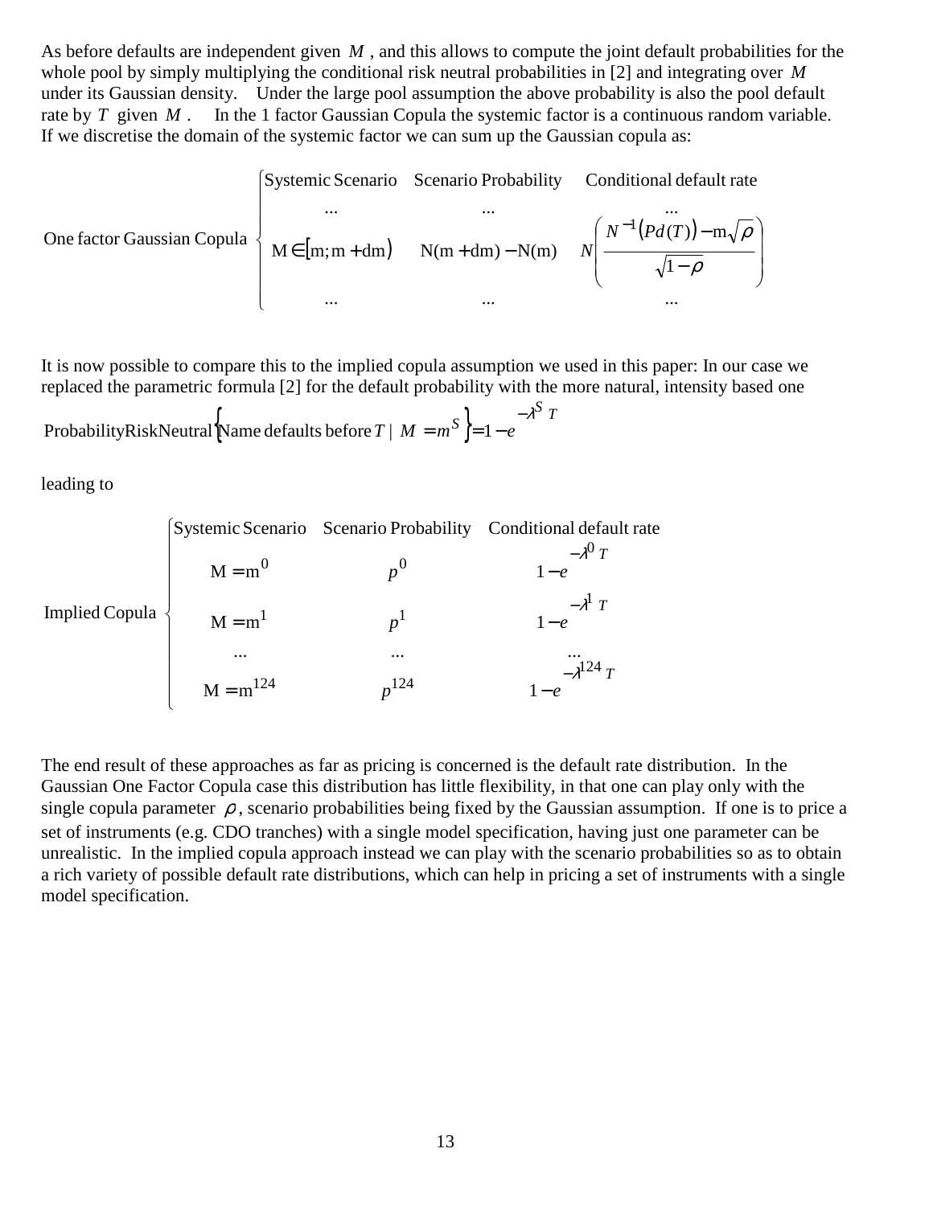As before defaults are independent given $M$, and this allows to compute the joint default probabilities for the whole pool by simply multiplying the conditional risk neutral probabilities in [2] and integrating over $M$ under its Gaussian density. Under the large pool assumption the above probability is also the pool default rate by $T$ given $M$. In the 1 factor Gaussian Copula the systemic factor is a continuous random variable. If we discretise the domain of the systemic factor we can sum up the Gaussian copula as:

$$
\text{One factor Gaussian Copula} \begin{cases} \text{Systemic Scenario} & \text{Scenario Probability} & \text{Conditional default rate} \\ \ldots & \ldots & \ldots \\ \mathrm{M} \in [\mathrm{m}; \mathrm{m} + \mathrm{dm}) & \mathrm{N}(\mathrm{m} + \mathrm{dm}) - \mathrm{N}(\mathrm{m}) & N\left( \dfrac{N^{-1}(Pd(T)) - \mathrm{m}\sqrt{\rho}}{\sqrt{1-\rho}} \right) \\ \ldots & \ldots & \ldots \end{cases}
$$

It is now possible to compare this to the implied copula assumption we used in this paper: In our case we replaced the parametric formula [2] for the default probability with the more natural, intensity based one

$$
\text{ProbabilityRiskNeutral}\left\{ \text{Name defaults before } T \mid M = m^S \right\} = 1 - e^{-\lambda^S T}
$$

leading to

$$
\text{Implied Copula} \begin{cases} \text{Systemic Scenario} & \text{Scenario Probability} & \text{Conditional default rate} \\ \mathrm{M} = \mathrm{m}^0 & p^0 & 1 - e^{-\lambda^0 T} \\ \mathrm{M} = \mathrm{m}^1 & p^1 & 1 - e^{-\lambda^1 T} \\ \ldots & \ldots & \ldots \\ \mathrm{M} = \mathrm{m}^{124} & p^{124} & 1 - e^{-\lambda^{124} T} \end{cases}
$$

The end result of these approaches as far as pricing is concerned is the default rate distribution. In the Gaussian One Factor Copula case this distribution has little flexibility, in that one can play only with the single copula parameter $\rho$, scenario probabilities being fixed by the Gaussian assumption. If one is to price a set of instruments (e.g. CDO tranches) with a single model specification, having just one parameter can be unrealistic. In the implied copula approach instead we can play with the scenario probabilities so as to obtain a rich variety of possible default rate distributions, which can help in pricing a set of instruments with a single model specification.